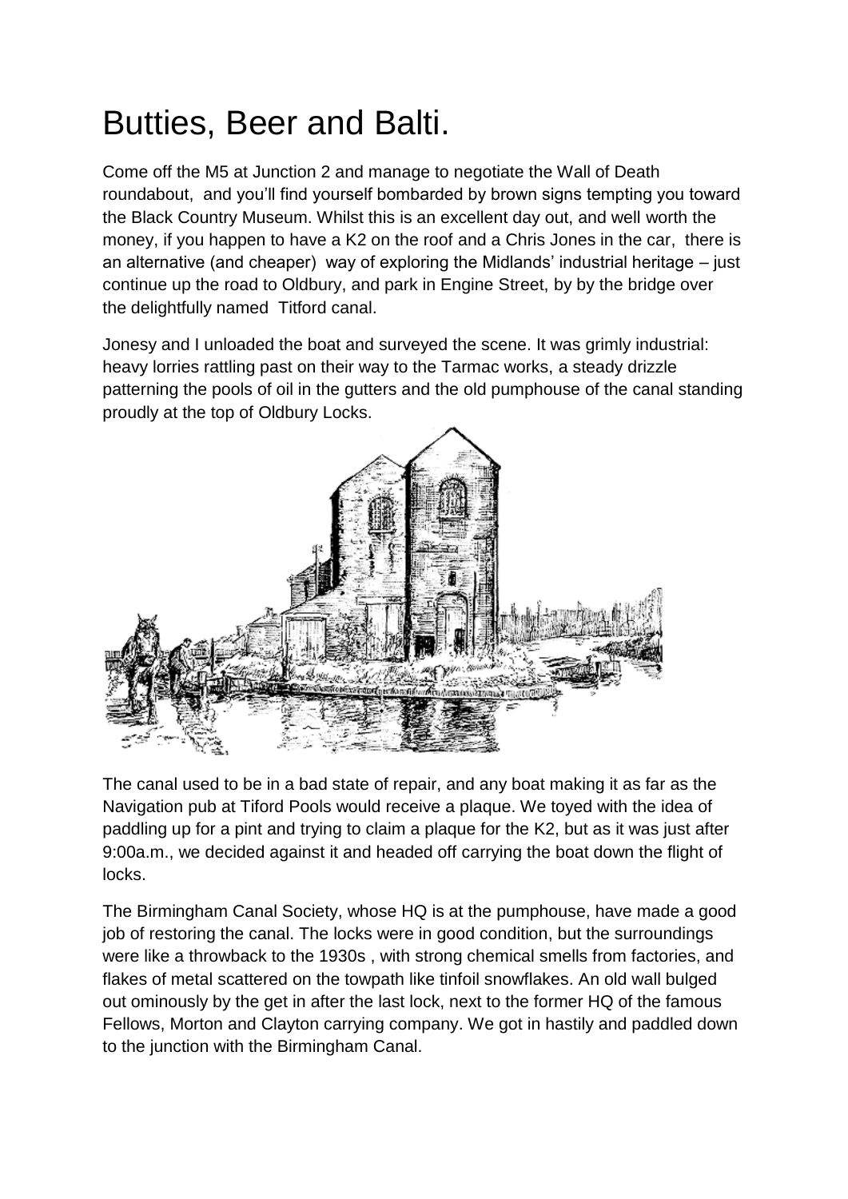# Butties, Beer and Balti.

Come off the M5 at Junction 2 and manage to negotiate the Wall of Death roundabout, and you'll find yourself bombarded by brown signs tempting you toward the Black Country Museum. Whilst this is an excellent day out, and well worth the money, if you happen to have a K2 on the roof and a Chris Jones in the car, there is an alternative (and cheaper) way of exploring the Midlands' industrial heritage – just continue up the road to Oldbury, and park in Engine Street, by by the bridge over the delightfully named Titford canal.

Jonesy and I unloaded the boat and surveyed the scene. It was grimly industrial: heavy lorries rattling past on their way to the Tarmac works, a steady drizzle patterning the pools of oil in the gutters and the old pumphouse of the canal standing proudly at the top of Oldbury Locks.

The canal used to be in a bad state of repair, and any boat making it as far as the Navigation pub at Tiford Pools would receive a plaque. We toyed with the idea of paddling up for a pint and trying to claim a plaque for the K2, but as it was just after 9:00a.m., we decided against it and headed off carrying the boat down the flight of locks.

The Birmingham Canal Society, whose HQ is at the pumphouse, have made a good job of restoring the canal. The locks were in good condition, but the surroundings were like a throwback to the 1930s , with strong chemical smells from factories, and flakes of metal scattered on the towpath like tinfoil snowflakes. An old wall bulged out ominously by the get in after the last lock, next to the former HQ of the famous Fellows, Morton and Clayton carrying company. We got in hastily and paddled down to the junction with the Birmingham Canal.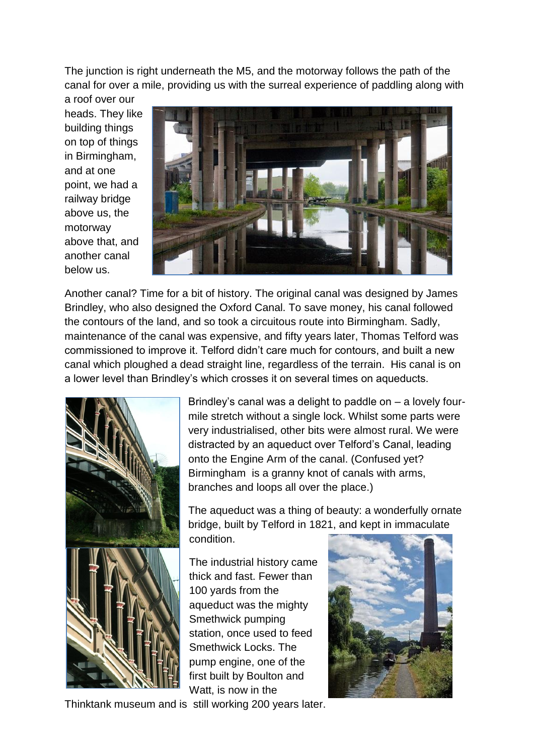The junction is right underneath the M5, and the motorway follows the path of the canal for over a mile, providing us with the surreal experience of paddling along with a roof over our heads. They like building things on top of things in Birmingham, and at one point, we had a railway bridge above us, the motorway above that, and another canal below us.

Another canal? Time for a bit of history. The original canal was designed by James Brindley, who also designed the Oxford Canal. To save money, his canal followed the contours of the land, and so took a circuitous route into Birmingham. Sadly, maintenance of the canal was expensive, and fifty years later, Thomas Telford was commissioned to improve it. Telford didn't care much for contours, and built a new canal which ploughed a dead straight line, regardless of the terrain. His canal is on a lower level than Brindley's which crosses it on several times on aqueducts.

Brindley's canal was a delight to paddle on – a lovely four-mile stretch without a single lock. Whilst some parts were very industrialised, other bits were almost rural. We were distracted by an aqueduct over Telford's Canal, leading onto the Engine Arm of the canal. (Confused yet? Birmingham is a granny knot of canals with arms, branches and loops all over the place.)

The aqueduct was a thing of beauty: a wonderfully ornate bridge, built by Telford in 1821, and kept in immaculate condition.

The industrial history came thick and fast. Fewer than 100 yards from the aqueduct was the mighty Smethwick pumping station, once used to feed Smethwick Locks. The pump engine, one of the first built by Boulton and Watt, is now in the Thinktank museum and is still working 200 years later.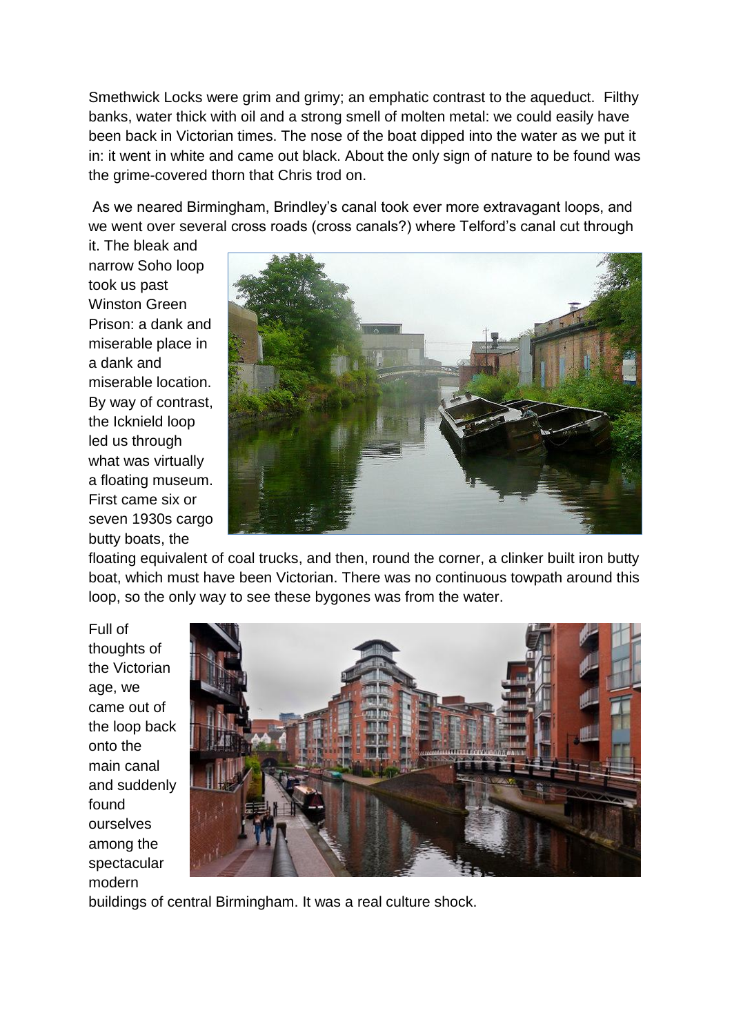Smethwick Locks were grim and grimy; an emphatic contrast to the aqueduct. Filthy banks, water thick with oil and a strong smell of molten metal: we could easily have been back in Victorian times. The nose of the boat dipped into the water as we put it in: it went in white and came out black. About the only sign of nature to be found was the grime-covered thorn that Chris trod on.

As we neared Birmingham, Brindley's canal took ever more extravagant loops, and we went over several cross roads (cross canals?) where Telford's canal cut through it. The bleak and narrow Soho loop took us past Winston Green Prison: a dank and miserable place in a dank and miserable location. By way of contrast, the Icknield loop led us through what was virtually a floating museum. First came six or seven 1930s cargo butty boats, the floating equivalent of coal trucks, and then, round the corner, a clinker built iron butty boat, which must have been Victorian. There was no continuous towpath around this loop, so the only way to see these bygones was from the water.

Full of thoughts of the Victorian age, we came out of the loop back onto the main canal and suddenly found ourselves among the spectacular modern buildings of central Birmingham. It was a real culture shock.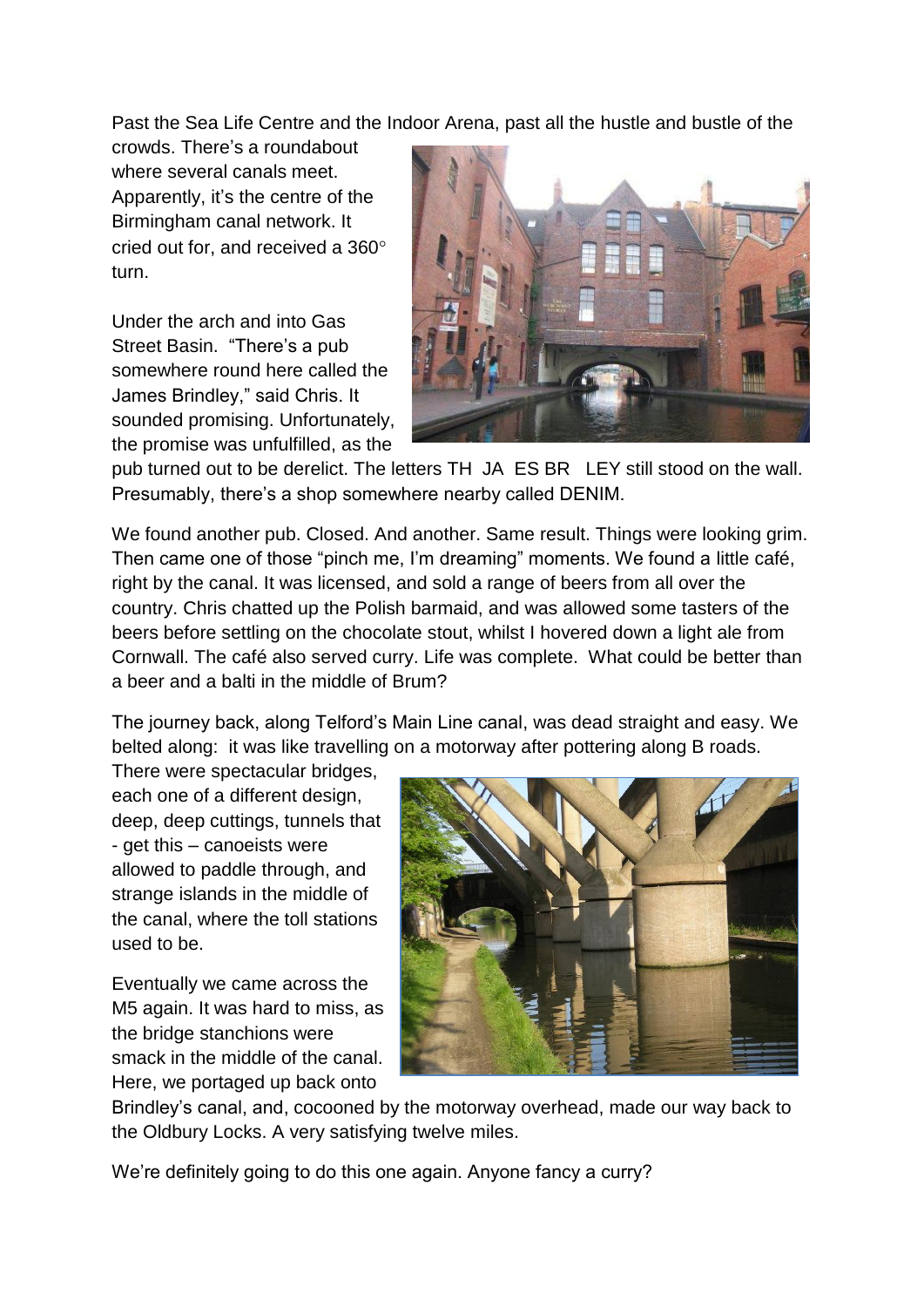Past the Sea Life Centre and the Indoor Arena, past all the hustle and bustle of the crowds. There's a roundabout where several canals meet. Apparently, it's the centre of the Birmingham canal network. It cried out for, and received a 360° turn.

Under the arch and into Gas Street Basin. "There's a pub somewhere round here called the James Brindley," said Chris. It sounded promising. Unfortunately, the promise was unfulfilled, as the pub turned out to be derelict. The letters TH JA ES BR LEY still stood on the wall. Presumably, there's a shop somewhere nearby called DENIM.

We found another pub. Closed. And another. Same result. Things were looking grim. Then came one of those "pinch me, I'm dreaming" moments. We found a little café, right by the canal. It was licensed, and sold a range of beers from all over the country. Chris chatted up the Polish barmaid, and was allowed some tasters of the beers before settling on the chocolate stout, whilst I hovered down a light ale from Cornwall. The café also served curry. Life was complete. What could be better than a beer and a balti in the middle of Brum?

The journey back, along Telford's Main Line canal, was dead straight and easy. We belted along: it was like travelling on a motorway after pottering along B roads. There were spectacular bridges, each one of a different design, deep, deep cuttings, tunnels that - get this – canoeists were allowed to paddle through, and strange islands in the middle of the canal, where the toll stations used to be.

Eventually we came across the M5 again. It was hard to miss, as the bridge stanchions were smack in the middle of the canal. Here, we portaged up back onto Brindley's canal, and, cocooned by the motorway overhead, made our way back to the Oldbury Locks. A very satisfying twelve miles.

We're definitely going to do this one again. Anyone fancy a curry?